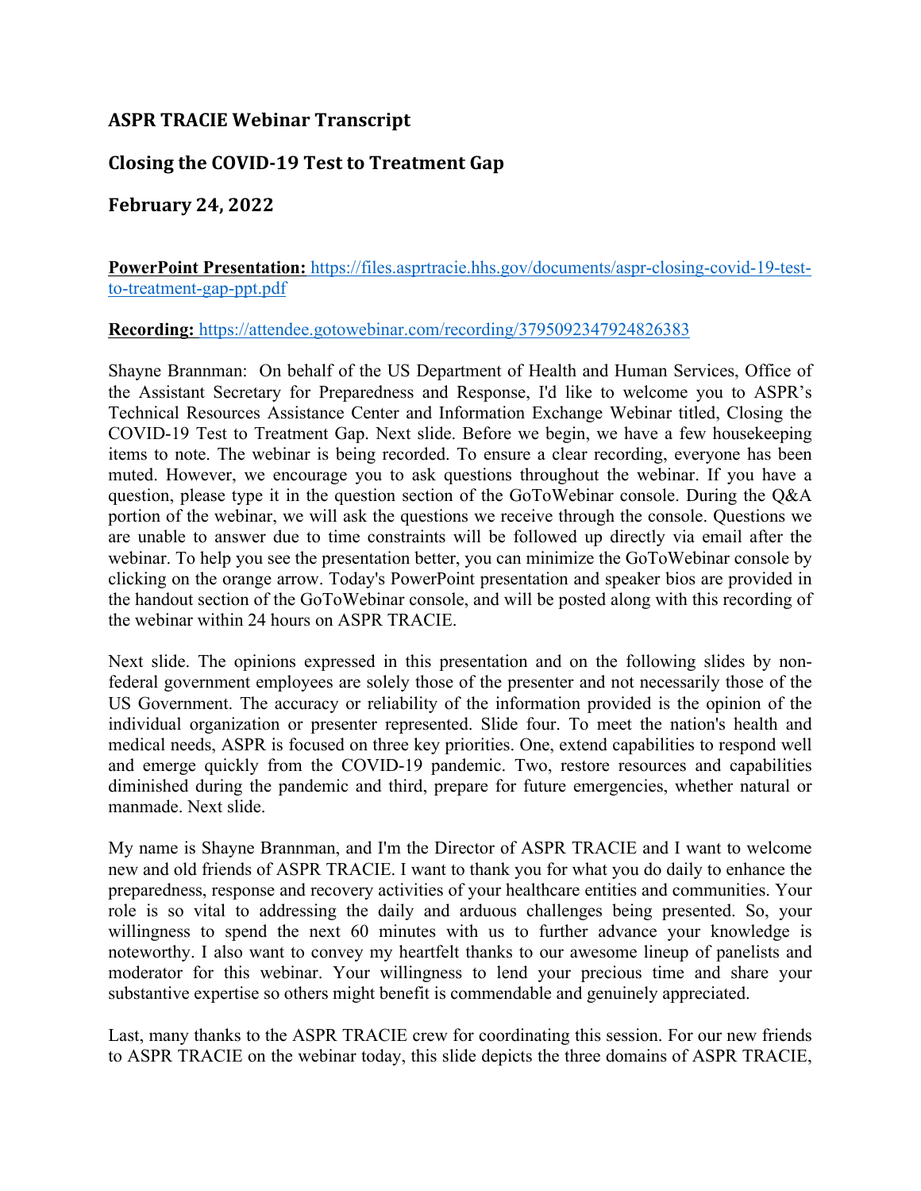## ASPR TRACIE Webinar Transcript

## Closing the COVID-19 Test to Treatment Gap

## February 24, 2022

**PowerPoint Presentation:** https://files.asprtracie.hhs.gov/documents/aspr-closing-covid-19-test-to-treatment-gap-ppt.pdf

**Recording:** https://attendee.gotowebinar.com/recording/3795092347924826383

Shayne Brannman: On behalf of the US Department of Health and Human Services, Office of the Assistant Secretary for Preparedness and Response, I'd like to welcome you to ASPR's Technical Resources Assistance Center and Information Exchange Webinar titled, Closing the COVID-19 Test to Treatment Gap. Next slide. Before we begin, we have a few housekeeping items to note. The webinar is being recorded. To ensure a clear recording, everyone has been muted. However, we encourage you to ask questions throughout the webinar. If you have a question, please type it in the question section of the GoToWebinar console. During the Q&A portion of the webinar, we will ask the questions we receive through the console. Questions we are unable to answer due to time constraints will be followed up directly via email after the webinar. To help you see the presentation better, you can minimize the GoToWebinar console by clicking on the orange arrow. Today's PowerPoint presentation and speaker bios are provided in the handout section of the GoToWebinar console, and will be posted along with this recording of the webinar within 24 hours on ASPR TRACIE.

Next slide. The opinions expressed in this presentation and on the following slides by non-federal government employees are solely those of the presenter and not necessarily those of the US Government. The accuracy or reliability of the information provided is the opinion of the individual organization or presenter represented. Slide four. To meet the nation's health and medical needs, ASPR is focused on three key priorities. One, extend capabilities to respond well and emerge quickly from the COVID-19 pandemic. Two, restore resources and capabilities diminished during the pandemic and third, prepare for future emergencies, whether natural or manmade. Next slide.

My name is Shayne Brannman, and I'm the Director of ASPR TRACIE and I want to welcome new and old friends of ASPR TRACIE. I want to thank you for what you do daily to enhance the preparedness, response and recovery activities of your healthcare entities and communities. Your role is so vital to addressing the daily and arduous challenges being presented. So, your willingness to spend the next 60 minutes with us to further advance your knowledge is noteworthy. I also want to convey my heartfelt thanks to our awesome lineup of panelists and moderator for this webinar. Your willingness to lend your precious time and share your substantive expertise so others might benefit is commendable and genuinely appreciated.

Last, many thanks to the ASPR TRACIE crew for coordinating this session. For our new friends to ASPR TRACIE on the webinar today, this slide depicts the three domains of ASPR TRACIE,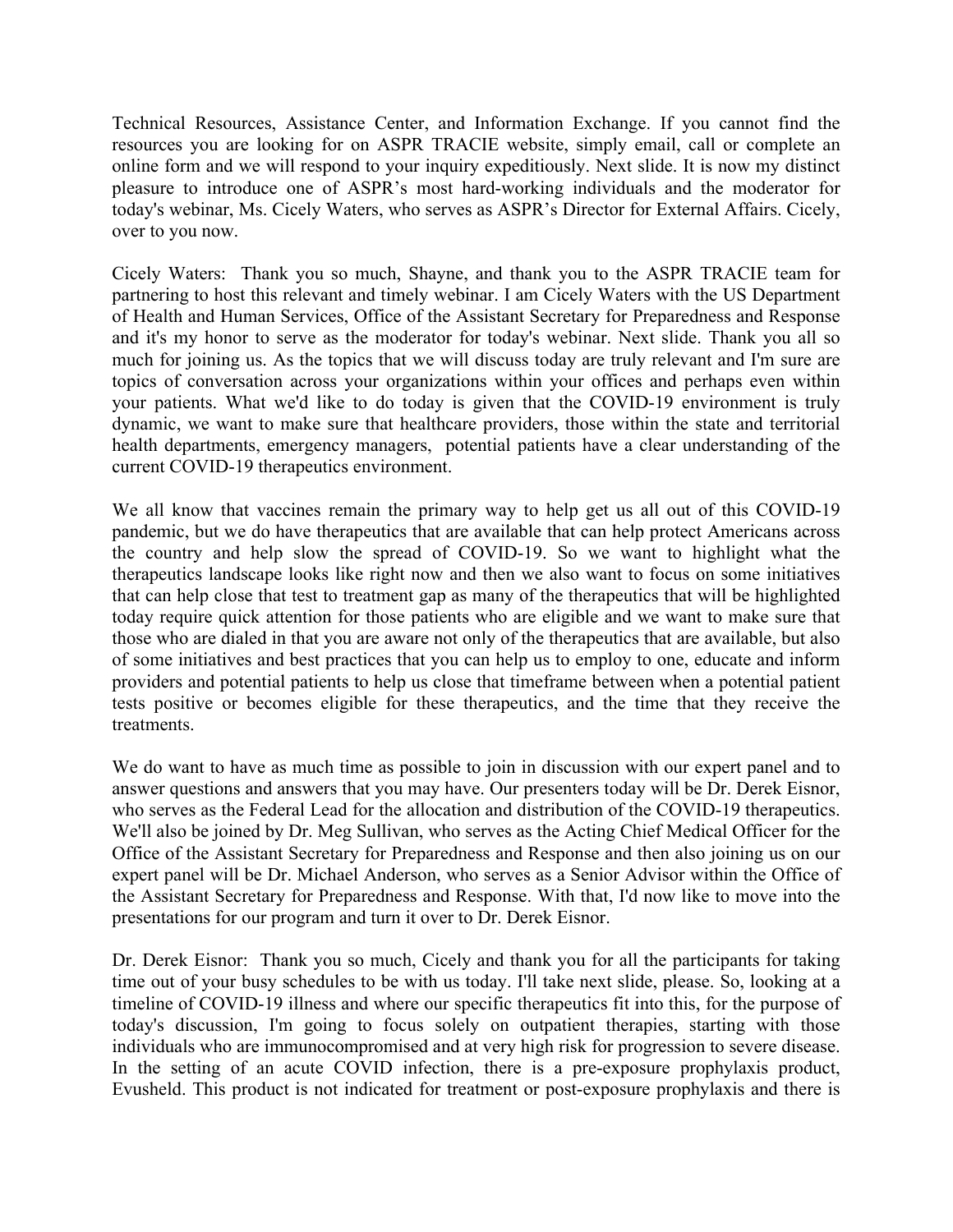Technical Resources, Assistance Center, and Information Exchange. If you cannot find the resources you are looking for on ASPR TRACIE website, simply email, call or complete an online form and we will respond to your inquiry expeditiously. Next slide. It is now my distinct pleasure to introduce one of ASPR's most hard-working individuals and the moderator for today's webinar, Ms. Cicely Waters, who serves as ASPR's Director for External Affairs. Cicely, over to you now.

Cicely Waters: Thank you so much, Shayne, and thank you to the ASPR TRACIE team for partnering to host this relevant and timely webinar. I am Cicely Waters with the US Department of Health and Human Services, Office of the Assistant Secretary for Preparedness and Response and it's my honor to serve as the moderator for today's webinar. Next slide. Thank you all so much for joining us. As the topics that we will discuss today are truly relevant and I'm sure are topics of conversation across your organizations within your offices and perhaps even within your patients. What we'd like to do today is given that the COVID-19 environment is truly dynamic, we want to make sure that healthcare providers, those within the state and territorial health departments, emergency managers, potential patients have a clear understanding of the current COVID-19 therapeutics environment.

We all know that vaccines remain the primary way to help get us all out of this COVID-19 pandemic, but we do have therapeutics that are available that can help protect Americans across the country and help slow the spread of COVID-19. So we want to highlight what the therapeutics landscape looks like right now and then we also want to focus on some initiatives that can help close that test to treatment gap as many of the therapeutics that will be highlighted today require quick attention for those patients who are eligible and we want to make sure that those who are dialed in that you are aware not only of the therapeutics that are available, but also of some initiatives and best practices that you can help us to employ to one, educate and inform providers and potential patients to help us close that timeframe between when a potential patient tests positive or becomes eligible for these therapeutics, and the time that they receive the treatments.

We do want to have as much time as possible to join in discussion with our expert panel and to answer questions and answers that you may have. Our presenters today will be Dr. Derek Eisnor, who serves as the Federal Lead for the allocation and distribution of the COVID-19 therapeutics. We'll also be joined by Dr. Meg Sullivan, who serves as the Acting Chief Medical Officer for the Office of the Assistant Secretary for Preparedness and Response and then also joining us on our expert panel will be Dr. Michael Anderson, who serves as a Senior Advisor within the Office of the Assistant Secretary for Preparedness and Response. With that, I'd now like to move into the presentations for our program and turn it over to Dr. Derek Eisnor.

Dr. Derek Eisnor: Thank you so much, Cicely and thank you for all the participants for taking time out of your busy schedules to be with us today. I'll take next slide, please. So, looking at a timeline of COVID-19 illness and where our specific therapeutics fit into this, for the purpose of today's discussion, I'm going to focus solely on outpatient therapies, starting with those individuals who are immunocompromised and at very high risk for progression to severe disease. In the setting of an acute COVID infection, there is a pre-exposure prophylaxis product, Evusheld. This product is not indicated for treatment or post-exposure prophylaxis and there is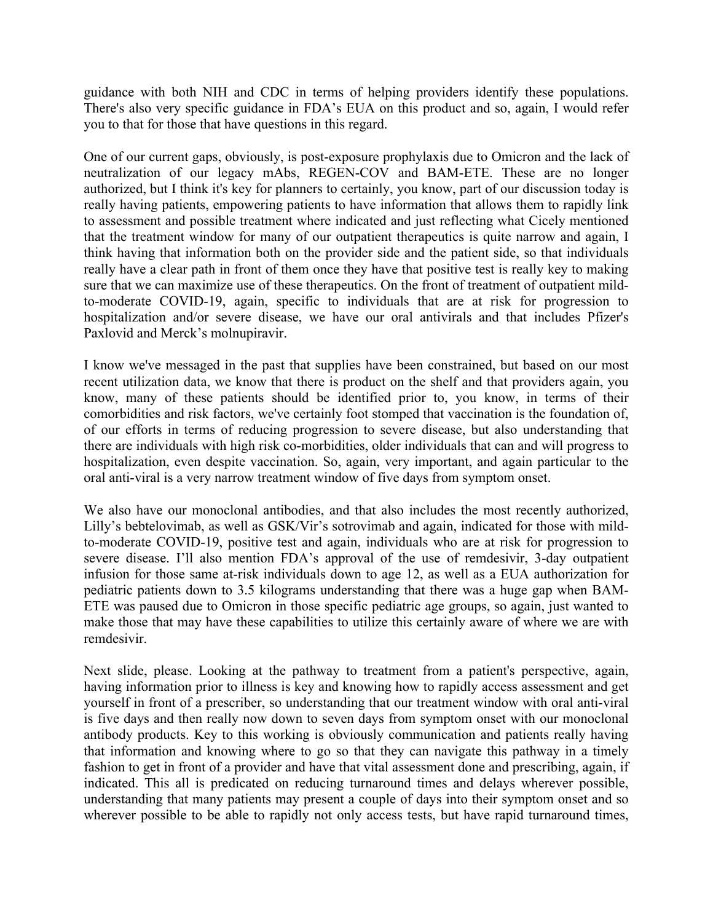guidance with both NIH and CDC in terms of helping providers identify these populations. There's also very specific guidance in FDA's EUA on this product and so, again, I would refer you to that for those that have questions in this regard.

One of our current gaps, obviously, is post-exposure prophylaxis due to Omicron and the lack of neutralization of our legacy mAbs, REGEN-COV and BAM-ETE. These are no longer authorized, but I think it's key for planners to certainly, you know, part of our discussion today is really having patients, empowering patients to have information that allows them to rapidly link to assessment and possible treatment where indicated and just reflecting what Cicely mentioned that the treatment window for many of our outpatient therapeutics is quite narrow and again, I think having that information both on the provider side and the patient side, so that individuals really have a clear path in front of them once they have that positive test is really key to making sure that we can maximize use of these therapeutics. On the front of treatment of outpatient mild-to-moderate COVID-19, again, specific to individuals that are at risk for progression to hospitalization and/or severe disease, we have our oral antivirals and that includes Pfizer's Paxlovid and Merck's molnupiravir.

I know we've messaged in the past that supplies have been constrained, but based on our most recent utilization data, we know that there is product on the shelf and that providers again, you know, many of these patients should be identified prior to, you know, in terms of their comorbidities and risk factors, we've certainly foot stomped that vaccination is the foundation of, of our efforts in terms of reducing progression to severe disease, but also understanding that there are individuals with high risk co-morbidities, older individuals that can and will progress to hospitalization, even despite vaccination. So, again, very important, and again particular to the oral anti-viral is a very narrow treatment window of five days from symptom onset.

We also have our monoclonal antibodies, and that also includes the most recently authorized, Lilly's bebtelovimab, as well as GSK/Vir's sotrovimab and again, indicated for those with mild-to-moderate COVID-19, positive test and again, individuals who are at risk for progression to severe disease. I'll also mention FDA's approval of the use of remdesivir, 3-day outpatient infusion for those same at-risk individuals down to age 12, as well as a EUA authorization for pediatric patients down to 3.5 kilograms understanding that there was a huge gap when BAM-ETE was paused due to Omicron in those specific pediatric age groups, so again, just wanted to make those that may have these capabilities to utilize this certainly aware of where we are with remdesivir.

Next slide, please. Looking at the pathway to treatment from a patient's perspective, again, having information prior to illness is key and knowing how to rapidly access assessment and get yourself in front of a prescriber, so understanding that our treatment window with oral anti-viral is five days and then really now down to seven days from symptom onset with our monoclonal antibody products. Key to this working is obviously communication and patients really having that information and knowing where to go so that they can navigate this pathway in a timely fashion to get in front of a provider and have that vital assessment done and prescribing, again, if indicated. This all is predicated on reducing turnaround times and delays wherever possible, understanding that many patients may present a couple of days into their symptom onset and so wherever possible to be able to rapidly not only access tests, but have rapid turnaround times,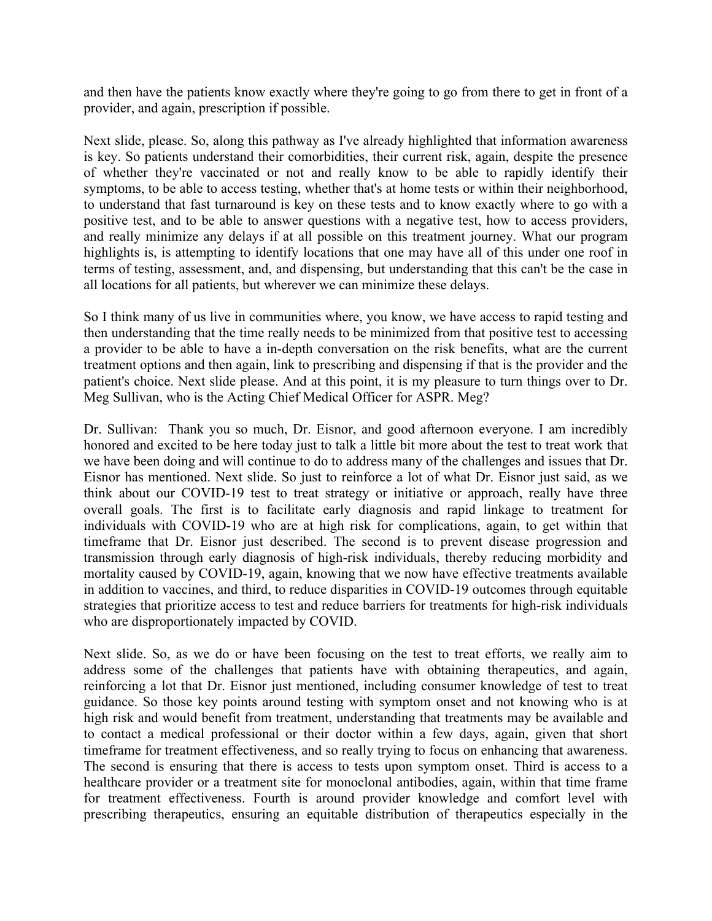and then have the patients know exactly where they're going to go from there to get in front of a provider, and again, prescription if possible.

Next slide, please. So, along this pathway as I've already highlighted that information awareness is key. So patients understand their comorbidities, their current risk, again, despite the presence of whether they're vaccinated or not and really know to be able to rapidly identify their symptoms, to be able to access testing, whether that's at home tests or within their neighborhood, to understand that fast turnaround is key on these tests and to know exactly where to go with a positive test, and to be able to answer questions with a negative test, how to access providers, and really minimize any delays if at all possible on this treatment journey. What our program highlights is, is attempting to identify locations that one may have all of this under one roof in terms of testing, assessment, and, and dispensing, but understanding that this can't be the case in all locations for all patients, but wherever we can minimize these delays.

So I think many of us live in communities where, you know, we have access to rapid testing and then understanding that the time really needs to be minimized from that positive test to accessing a provider to be able to have a in-depth conversation on the risk benefits, what are the current treatment options and then again, link to prescribing and dispensing if that is the provider and the patient's choice. Next slide please. And at this point, it is my pleasure to turn things over to Dr. Meg Sullivan, who is the Acting Chief Medical Officer for ASPR. Meg?

Dr. Sullivan: Thank you so much, Dr. Eisnor, and good afternoon everyone. I am incredibly honored and excited to be here today just to talk a little bit more about the test to treat work that we have been doing and will continue to do to address many of the challenges and issues that Dr. Eisnor has mentioned. Next slide. So just to reinforce a lot of what Dr. Eisnor just said, as we think about our COVID-19 test to treat strategy or initiative or approach, really have three overall goals. The first is to facilitate early diagnosis and rapid linkage to treatment for individuals with COVID-19 who are at high risk for complications, again, to get within that timeframe that Dr. Eisnor just described. The second is to prevent disease progression and transmission through early diagnosis of high-risk individuals, thereby reducing morbidity and mortality caused by COVID-19, again, knowing that we now have effective treatments available in addition to vaccines, and third, to reduce disparities in COVID-19 outcomes through equitable strategies that prioritize access to test and reduce barriers for treatments for high-risk individuals who are disproportionately impacted by COVID.

Next slide. So, as we do or have been focusing on the test to treat efforts, we really aim to address some of the challenges that patients have with obtaining therapeutics, and again, reinforcing a lot that Dr. Eisnor just mentioned, including consumer knowledge of test to treat guidance. So those key points around testing with symptom onset and not knowing who is at high risk and would benefit from treatment, understanding that treatments may be available and to contact a medical professional or their doctor within a few days, again, given that short timeframe for treatment effectiveness, and so really trying to focus on enhancing that awareness. The second is ensuring that there is access to tests upon symptom onset. Third is access to a healthcare provider or a treatment site for monoclonal antibodies, again, within that time frame for treatment effectiveness. Fourth is around provider knowledge and comfort level with prescribing therapeutics, ensuring an equitable distribution of therapeutics especially in the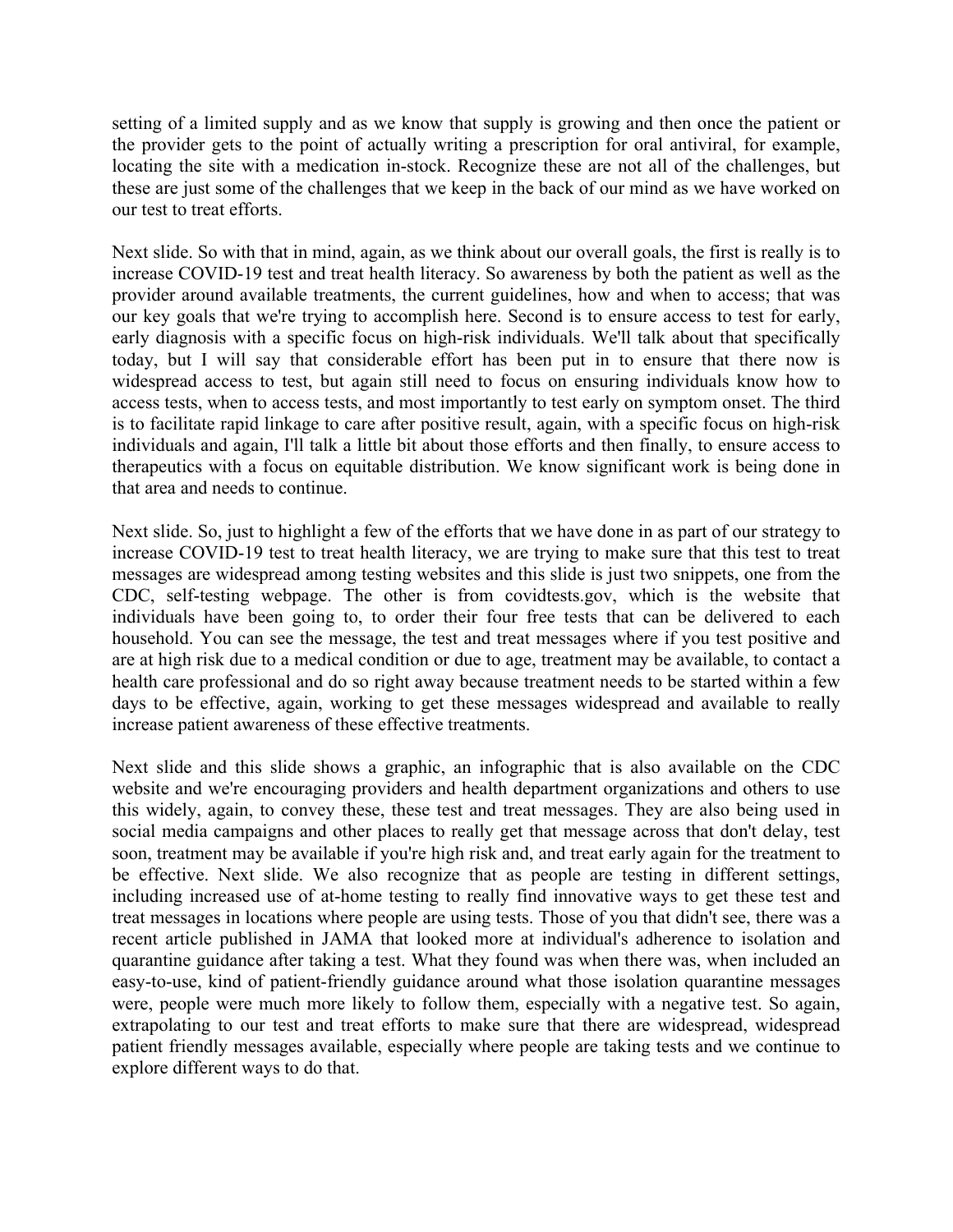setting of a limited supply and as we know that supply is growing and then once the patient or the provider gets to the point of actually writing a prescription for oral antiviral, for example, locating the site with a medication in-stock. Recognize these are not all of the challenges, but these are just some of the challenges that we keep in the back of our mind as we have worked on our test to treat efforts.

Next slide. So with that in mind, again, as we think about our overall goals, the first is really is to increase COVID-19 test and treat health literacy. So awareness by both the patient as well as the provider around available treatments, the current guidelines, how and when to access; that was our key goals that we're trying to accomplish here. Second is to ensure access to test for early, early diagnosis with a specific focus on high-risk individuals. We'll talk about that specifically today, but I will say that considerable effort has been put in to ensure that there now is widespread access to test, but again still need to focus on ensuring individuals know how to access tests, when to access tests, and most importantly to test early on symptom onset. The third is to facilitate rapid linkage to care after positive result, again, with a specific focus on high-risk individuals and again, I'll talk a little bit about those efforts and then finally, to ensure access to therapeutics with a focus on equitable distribution. We know significant work is being done in that area and needs to continue.

Next slide. So, just to highlight a few of the efforts that we have done in as part of our strategy to increase COVID-19 test to treat health literacy, we are trying to make sure that this test to treat messages are widespread among testing websites and this slide is just two snippets, one from the CDC, self-testing webpage. The other is from covidtests.gov, which is the website that individuals have been going to, to order their four free tests that can be delivered to each household. You can see the message, the test and treat messages where if you test positive and are at high risk due to a medical condition or due to age, treatment may be available, to contact a health care professional and do so right away because treatment needs to be started within a few days to be effective, again, working to get these messages widespread and available to really increase patient awareness of these effective treatments.

Next slide and this slide shows a graphic, an infographic that is also available on the CDC website and we're encouraging providers and health department organizations and others to use this widely, again, to convey these, these test and treat messages. They are also being used in social media campaigns and other places to really get that message across that don't delay, test soon, treatment may be available if you're high risk and, and treat early again for the treatment to be effective. Next slide. We also recognize that as people are testing in different settings, including increased use of at-home testing to really find innovative ways to get these test and treat messages in locations where people are using tests. Those of you that didn't see, there was a recent article published in JAMA that looked more at individual's adherence to isolation and quarantine guidance after taking a test. What they found was when there was, when included an easy-to-use, kind of patient-friendly guidance around what those isolation quarantine messages were, people were much more likely to follow them, especially with a negative test. So again, extrapolating to our test and treat efforts to make sure that there are widespread, widespread patient friendly messages available, especially where people are taking tests and we continue to explore different ways to do that.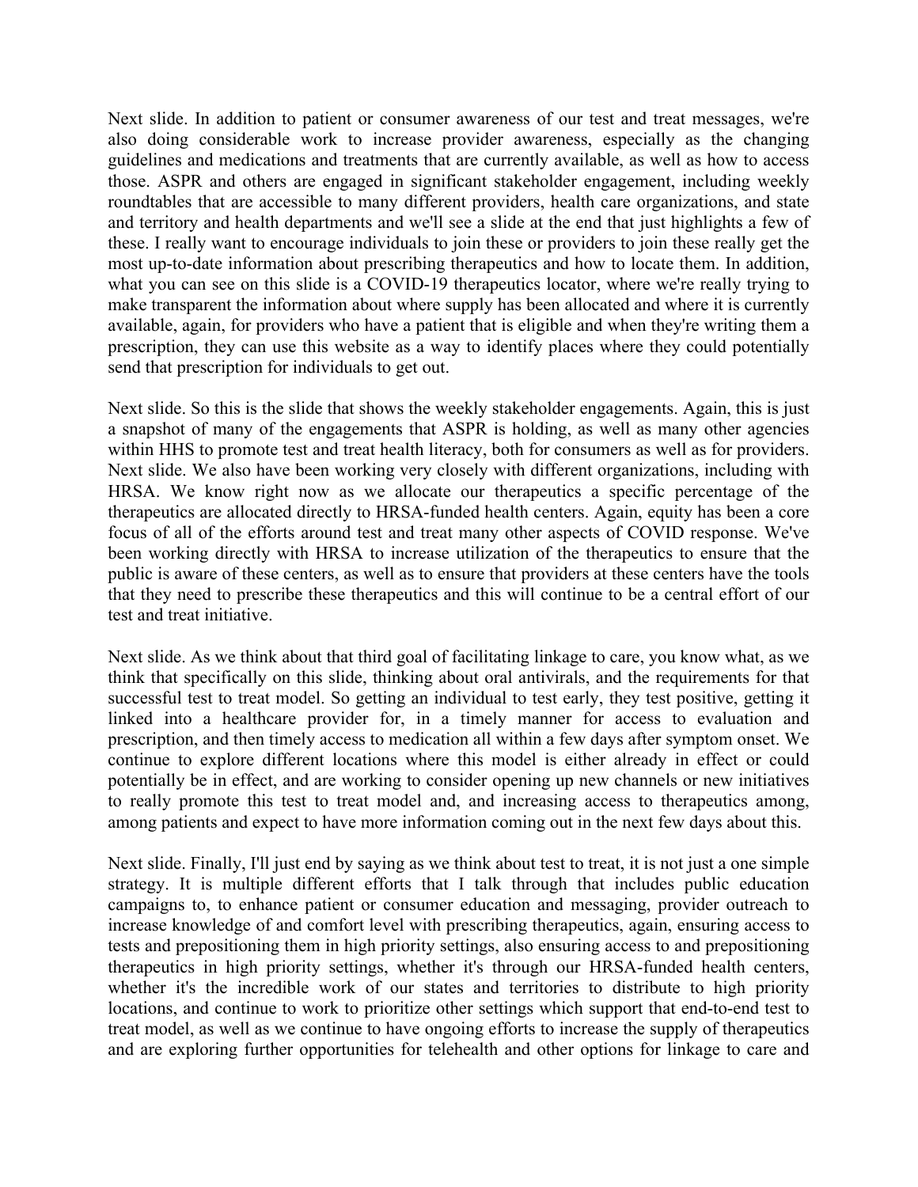Next slide. In addition to patient or consumer awareness of our test and treat messages, we're also doing considerable work to increase provider awareness, especially as the changing guidelines and medications and treatments that are currently available, as well as how to access those. ASPR and others are engaged in significant stakeholder engagement, including weekly roundtables that are accessible to many different providers, health care organizations, and state and territory and health departments and we'll see a slide at the end that just highlights a few of these. I really want to encourage individuals to join these or providers to join these really get the most up-to-date information about prescribing therapeutics and how to locate them. In addition, what you can see on this slide is a COVID-19 therapeutics locator, where we're really trying to make transparent the information about where supply has been allocated and where it is currently available, again, for providers who have a patient that is eligible and when they're writing them a prescription, they can use this website as a way to identify places where they could potentially send that prescription for individuals to get out.

Next slide. So this is the slide that shows the weekly stakeholder engagements. Again, this is just a snapshot of many of the engagements that ASPR is holding, as well as many other agencies within HHS to promote test and treat health literacy, both for consumers as well as for providers. Next slide. We also have been working very closely with different organizations, including with HRSA. We know right now as we allocate our therapeutics a specific percentage of the therapeutics are allocated directly to HRSA-funded health centers. Again, equity has been a core focus of all of the efforts around test and treat many other aspects of COVID response. We've been working directly with HRSA to increase utilization of the therapeutics to ensure that the public is aware of these centers, as well as to ensure that providers at these centers have the tools that they need to prescribe these therapeutics and this will continue to be a central effort of our test and treat initiative.

Next slide. As we think about that third goal of facilitating linkage to care, you know what, as we think that specifically on this slide, thinking about oral antivirals, and the requirements for that successful test to treat model. So getting an individual to test early, they test positive, getting it linked into a healthcare provider for, in a timely manner for access to evaluation and prescription, and then timely access to medication all within a few days after symptom onset. We continue to explore different locations where this model is either already in effect or could potentially be in effect, and are working to consider opening up new channels or new initiatives to really promote this test to treat model and, and increasing access to therapeutics among, among patients and expect to have more information coming out in the next few days about this.

Next slide. Finally, I'll just end by saying as we think about test to treat, it is not just a one simple strategy. It is multiple different efforts that I talk through that includes public education campaigns to, to enhance patient or consumer education and messaging, provider outreach to increase knowledge of and comfort level with prescribing therapeutics, again, ensuring access to tests and prepositioning them in high priority settings, also ensuring access to and prepositioning therapeutics in high priority settings, whether it's through our HRSA-funded health centers, whether it's the incredible work of our states and territories to distribute to high priority locations, and continue to work to prioritize other settings which support that end-to-end test to treat model, as well as we continue to have ongoing efforts to increase the supply of therapeutics and are exploring further opportunities for telehealth and other options for linkage to care and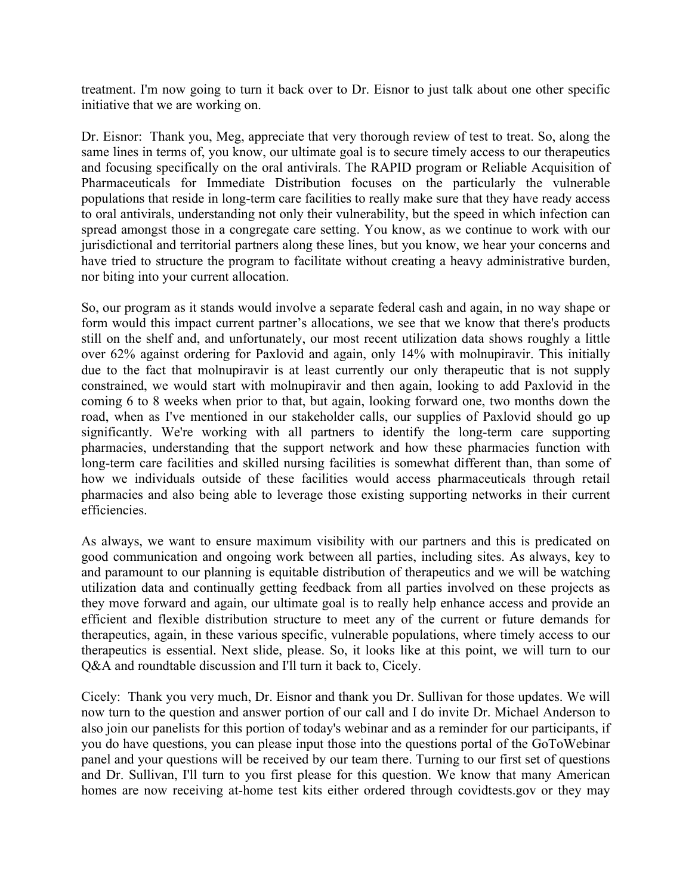treatment. I'm now going to turn it back over to Dr. Eisnor to just talk about one other specific initiative that we are working on.

Dr. Eisnor: Thank you, Meg, appreciate that very thorough review of test to treat. So, along the same lines in terms of, you know, our ultimate goal is to secure timely access to our therapeutics and focusing specifically on the oral antivirals. The RAPID program or Reliable Acquisition of Pharmaceuticals for Immediate Distribution focuses on the particularly the vulnerable populations that reside in long-term care facilities to really make sure that they have ready access to oral antivirals, understanding not only their vulnerability, but the speed in which infection can spread amongst those in a congregate care setting. You know, as we continue to work with our jurisdictional and territorial partners along these lines, but you know, we hear your concerns and have tried to structure the program to facilitate without creating a heavy administrative burden, nor biting into your current allocation.

So, our program as it stands would involve a separate federal cash and again, in no way shape or form would this impact current partner's allocations, we see that we know that there's products still on the shelf and, and unfortunately, our most recent utilization data shows roughly a little over 62% against ordering for Paxlovid and again, only 14% with molnupiravir. This initially due to the fact that molnupiravir is at least currently our only therapeutic that is not supply constrained, we would start with molnupiravir and then again, looking to add Paxlovid in the coming 6 to 8 weeks when prior to that, but again, looking forward one, two months down the road, when as I've mentioned in our stakeholder calls, our supplies of Paxlovid should go up significantly. We're working with all partners to identify the long-term care supporting pharmacies, understanding that the support network and how these pharmacies function with long-term care facilities and skilled nursing facilities is somewhat different than, than some of how we individuals outside of these facilities would access pharmaceuticals through retail pharmacies and also being able to leverage those existing supporting networks in their current efficiencies.

As always, we want to ensure maximum visibility with our partners and this is predicated on good communication and ongoing work between all parties, including sites. As always, key to and paramount to our planning is equitable distribution of therapeutics and we will be watching utilization data and continually getting feedback from all parties involved on these projects as they move forward and again, our ultimate goal is to really help enhance access and provide an efficient and flexible distribution structure to meet any of the current or future demands for therapeutics, again, in these various specific, vulnerable populations, where timely access to our therapeutics is essential. Next slide, please. So, it looks like at this point, we will turn to our Q&A and roundtable discussion and I'll turn it back to, Cicely.

Cicely: Thank you very much, Dr. Eisnor and thank you Dr. Sullivan for those updates. We will now turn to the question and answer portion of our call and I do invite Dr. Michael Anderson to also join our panelists for this portion of today's webinar and as a reminder for our participants, if you do have questions, you can please input those into the questions portal of the GoToWebinar panel and your questions will be received by our team there. Turning to our first set of questions and Dr. Sullivan, I'll turn to you first please for this question. We know that many American homes are now receiving at-home test kits either ordered through covidtests.gov or they may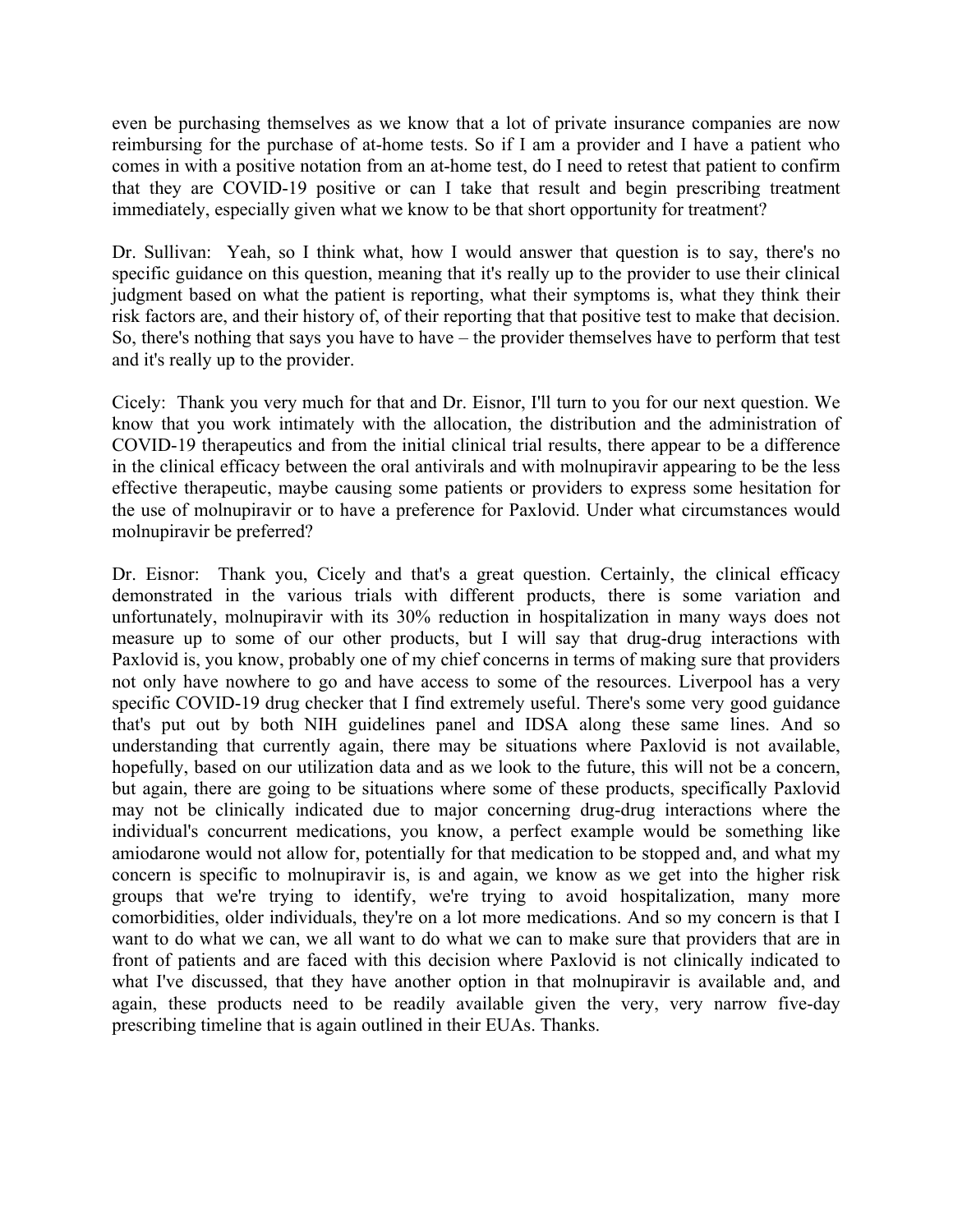even be purchasing themselves as we know that a lot of private insurance companies are now reimbursing for the purchase of at-home tests. So if I am a provider and I have a patient who comes in with a positive notation from an at-home test, do I need to retest that patient to confirm that they are COVID-19 positive or can I take that result and begin prescribing treatment immediately, especially given what we know to be that short opportunity for treatment?

Dr. Sullivan: Yeah, so I think what, how I would answer that question is to say, there's no specific guidance on this question, meaning that it's really up to the provider to use their clinical judgment based on what the patient is reporting, what their symptoms is, what they think their risk factors are, and their history of, of their reporting that that positive test to make that decision. So, there's nothing that says you have to have – the provider themselves have to perform that test and it's really up to the provider.

Cicely: Thank you very much for that and Dr. Eisnor, I'll turn to you for our next question. We know that you work intimately with the allocation, the distribution and the administration of COVID-19 therapeutics and from the initial clinical trial results, there appear to be a difference in the clinical efficacy between the oral antivirals and with molnupiravir appearing to be the less effective therapeutic, maybe causing some patients or providers to express some hesitation for the use of molnupiravir or to have a preference for Paxlovid. Under what circumstances would molnupiravir be preferred?

Dr. Eisnor: Thank you, Cicely and that's a great question. Certainly, the clinical efficacy demonstrated in the various trials with different products, there is some variation and unfortunately, molnupiravir with its 30% reduction in hospitalization in many ways does not measure up to some of our other products, but I will say that drug-drug interactions with Paxlovid is, you know, probably one of my chief concerns in terms of making sure that providers not only have nowhere to go and have access to some of the resources. Liverpool has a very specific COVID-19 drug checker that I find extremely useful. There's some very good guidance that's put out by both NIH guidelines panel and IDSA along these same lines. And so understanding that currently again, there may be situations where Paxlovid is not available, hopefully, based on our utilization data and as we look to the future, this will not be a concern, but again, there are going to be situations where some of these products, specifically Paxlovid may not be clinically indicated due to major concerning drug-drug interactions where the individual's concurrent medications, you know, a perfect example would be something like amiodarone would not allow for, potentially for that medication to be stopped and, and what my concern is specific to molnupiravir is, is and again, we know as we get into the higher risk groups that we're trying to identify, we're trying to avoid hospitalization, many more comorbidities, older individuals, they're on a lot more medications. And so my concern is that I want to do what we can, we all want to do what we can to make sure that providers that are in front of patients and are faced with this decision where Paxlovid is not clinically indicated to what I've discussed, that they have another option in that molnupiravir is available and, and again, these products need to be readily available given the very, very narrow five-day prescribing timeline that is again outlined in their EUAs. Thanks.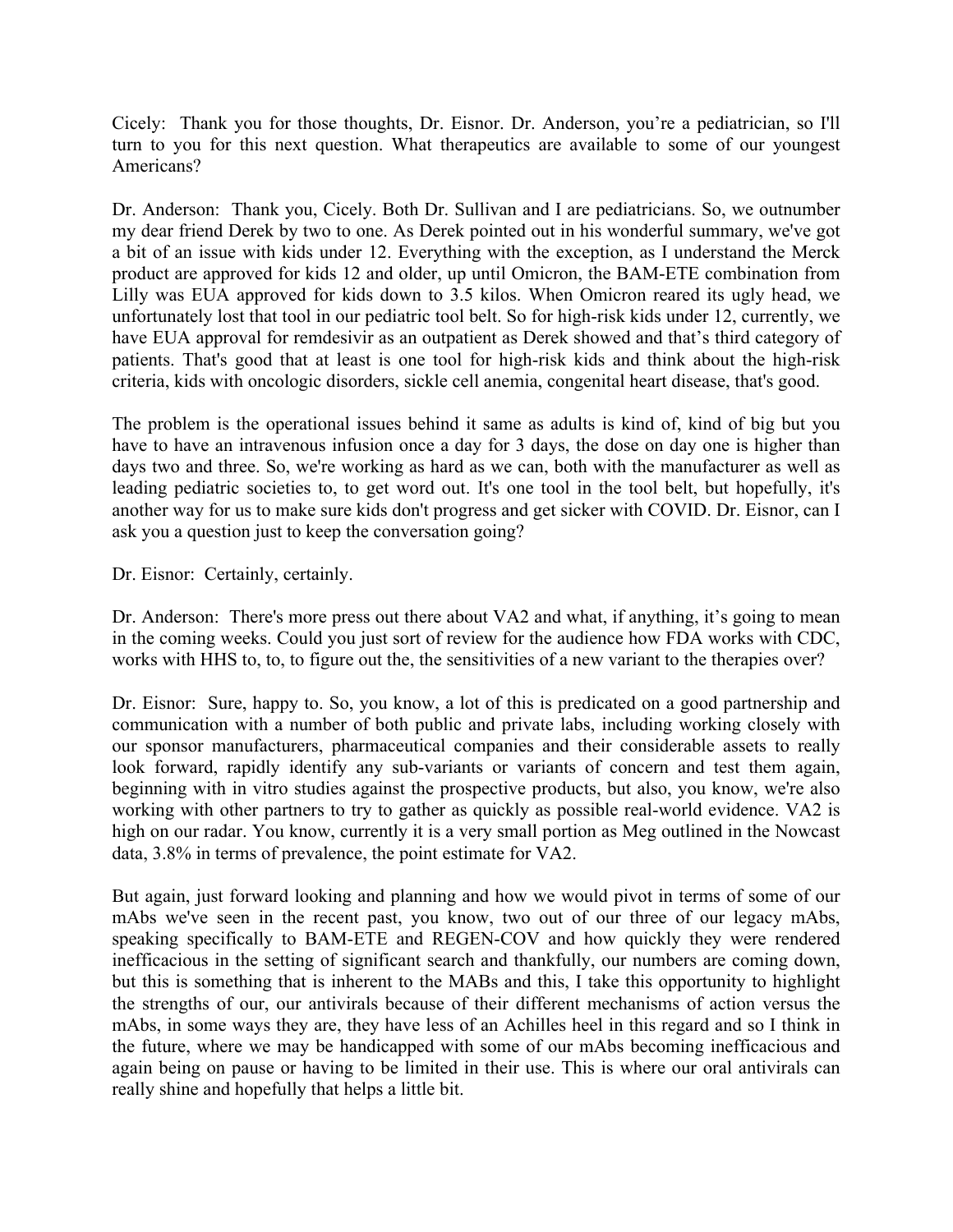Cicely: Thank you for those thoughts, Dr. Eisnor. Dr. Anderson, you're a pediatrician, so I'll turn to you for this next question. What therapeutics are available to some of our youngest Americans?

Dr. Anderson: Thank you, Cicely. Both Dr. Sullivan and I are pediatricians. So, we outnumber my dear friend Derek by two to one. As Derek pointed out in his wonderful summary, we've got a bit of an issue with kids under 12. Everything with the exception, as I understand the Merck product are approved for kids 12 and older, up until Omicron, the BAM-ETE combination from Lilly was EUA approved for kids down to 3.5 kilos. When Omicron reared its ugly head, we unfortunately lost that tool in our pediatric tool belt. So for high-risk kids under 12, currently, we have EUA approval for remdesivir as an outpatient as Derek showed and that's third category of patients. That's good that at least is one tool for high-risk kids and think about the high-risk criteria, kids with oncologic disorders, sickle cell anemia, congenital heart disease, that's good.

The problem is the operational issues behind it same as adults is kind of, kind of big but you have to have an intravenous infusion once a day for 3 days, the dose on day one is higher than days two and three. So, we're working as hard as we can, both with the manufacturer as well as leading pediatric societies to, to get word out. It's one tool in the tool belt, but hopefully, it's another way for us to make sure kids don't progress and get sicker with COVID. Dr. Eisnor, can I ask you a question just to keep the conversation going?

Dr. Eisnor: Certainly, certainly.

Dr. Anderson: There's more press out there about VA2 and what, if anything, it's going to mean in the coming weeks. Could you just sort of review for the audience how FDA works with CDC, works with HHS to, to, to figure out the, the sensitivities of a new variant to the therapies over?

Dr. Eisnor: Sure, happy to. So, you know, a lot of this is predicated on a good partnership and communication with a number of both public and private labs, including working closely with our sponsor manufacturers, pharmaceutical companies and their considerable assets to really look forward, rapidly identify any sub-variants or variants of concern and test them again, beginning with in vitro studies against the prospective products, but also, you know, we're also working with other partners to try to gather as quickly as possible real-world evidence. VA2 is high on our radar. You know, currently it is a very small portion as Meg outlined in the Nowcast data, 3.8% in terms of prevalence, the point estimate for VA2.

But again, just forward looking and planning and how we would pivot in terms of some of our mAbs we've seen in the recent past, you know, two out of our three of our legacy mAbs, speaking specifically to BAM-ETE and REGEN-COV and how quickly they were rendered inefficacious in the setting of significant search and thankfully, our numbers are coming down, but this is something that is inherent to the MABs and this, I take this opportunity to highlight the strengths of our, our antivirals because of their different mechanisms of action versus the mAbs, in some ways they are, they have less of an Achilles heel in this regard and so I think in the future, where we may be handicapped with some of our mAbs becoming inefficacious and again being on pause or having to be limited in their use. This is where our oral antivirals can really shine and hopefully that helps a little bit.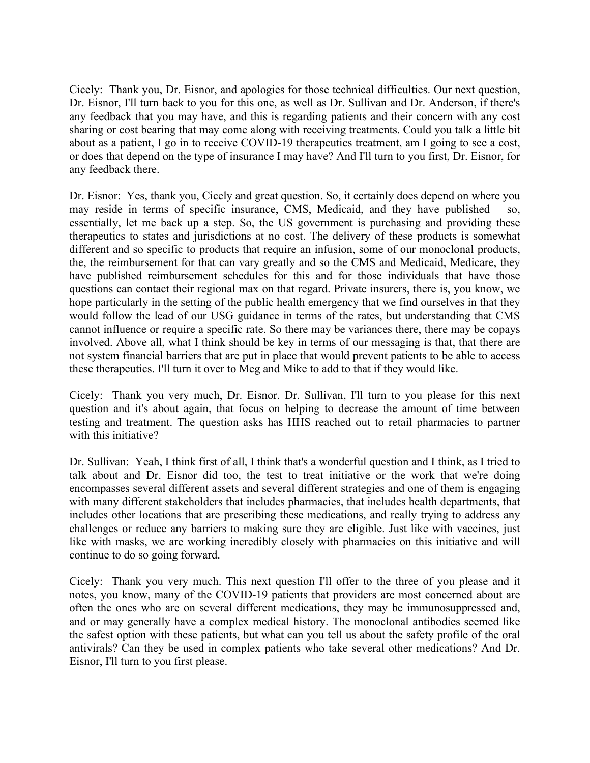Cicely: Thank you, Dr. Eisnor, and apologies for those technical difficulties. Our next question, Dr. Eisnor, I'll turn back to you for this one, as well as Dr. Sullivan and Dr. Anderson, if there's any feedback that you may have, and this is regarding patients and their concern with any cost sharing or cost bearing that may come along with receiving treatments. Could you talk a little bit about as a patient, I go in to receive COVID-19 therapeutics treatment, am I going to see a cost, or does that depend on the type of insurance I may have? And I'll turn to you first, Dr. Eisnor, for any feedback there.

Dr. Eisnor: Yes, thank you, Cicely and great question. So, it certainly does depend on where you may reside in terms of specific insurance, CMS, Medicaid, and they have published – so, essentially, let me back up a step. So, the US government is purchasing and providing these therapeutics to states and jurisdictions at no cost. The delivery of these products is somewhat different and so specific to products that require an infusion, some of our monoclonal products, the, the reimbursement for that can vary greatly and so the CMS and Medicaid, Medicare, they have published reimbursement schedules for this and for those individuals that have those questions can contact their regional max on that regard. Private insurers, there is, you know, we hope particularly in the setting of the public health emergency that we find ourselves in that they would follow the lead of our USG guidance in terms of the rates, but understanding that CMS cannot influence or require a specific rate. So there may be variances there, there may be copays involved. Above all, what I think should be key in terms of our messaging is that, that there are not system financial barriers that are put in place that would prevent patients to be able to access these therapeutics. I'll turn it over to Meg and Mike to add to that if they would like.

Cicely: Thank you very much, Dr. Eisnor. Dr. Sullivan, I'll turn to you please for this next question and it's about again, that focus on helping to decrease the amount of time between testing and treatment. The question asks has HHS reached out to retail pharmacies to partner with this initiative?

Dr. Sullivan: Yeah, I think first of all, I think that's a wonderful question and I think, as I tried to talk about and Dr. Eisnor did too, the test to treat initiative or the work that we're doing encompasses several different assets and several different strategies and one of them is engaging with many different stakeholders that includes pharmacies, that includes health departments, that includes other locations that are prescribing these medications, and really trying to address any challenges or reduce any barriers to making sure they are eligible. Just like with vaccines, just like with masks, we are working incredibly closely with pharmacies on this initiative and will continue to do so going forward.

Cicely: Thank you very much. This next question I'll offer to the three of you please and it notes, you know, many of the COVID-19 patients that providers are most concerned about are often the ones who are on several different medications, they may be immunosuppressed and, and or may generally have a complex medical history. The monoclonal antibodies seemed like the safest option with these patients, but what can you tell us about the safety profile of the oral antivirals? Can they be used in complex patients who take several other medications? And Dr. Eisnor, I'll turn to you first please.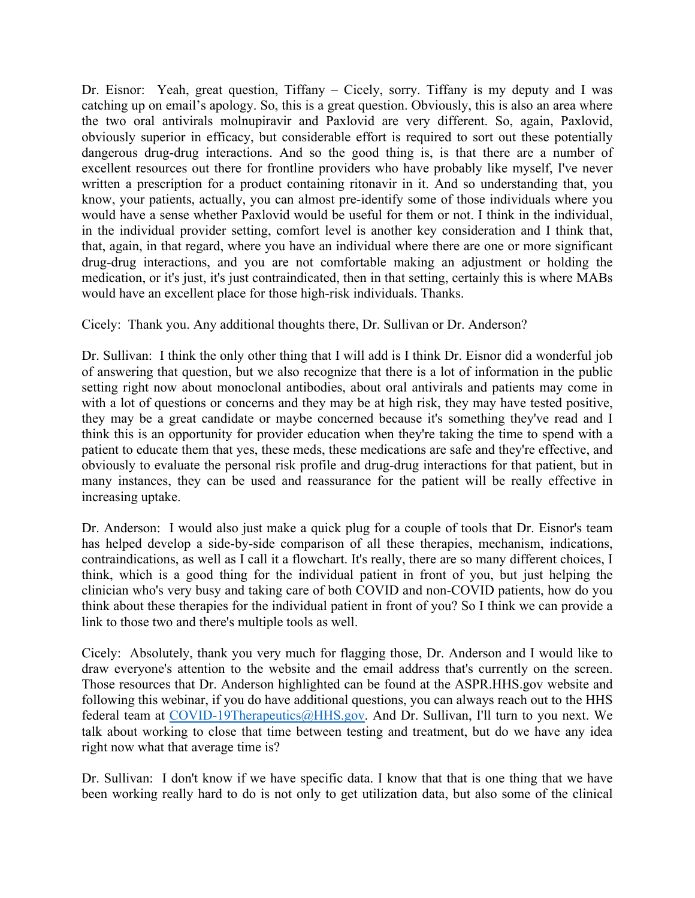Dr. Eisnor: Yeah, great question, Tiffany – Cicely, sorry. Tiffany is my deputy and I was catching up on email's apology. So, this is a great question. Obviously, this is also an area where the two oral antivirals molnupiravir and Paxlovid are very different. So, again, Paxlovid, obviously superior in efficacy, but considerable effort is required to sort out these potentially dangerous drug-drug interactions. And so the good thing is, is that there are a number of excellent resources out there for frontline providers who have probably like myself, I've never written a prescription for a product containing ritonavir in it. And so understanding that, you know, your patients, actually, you can almost pre-identify some of those individuals where you would have a sense whether Paxlovid would be useful for them or not. I think in the individual, in the individual provider setting, comfort level is another key consideration and I think that, that, again, in that regard, where you have an individual where there are one or more significant drug-drug interactions, and you are not comfortable making an adjustment or holding the medication, or it's just, it's just contraindicated, then in that setting, certainly this is where MABs would have an excellent place for those high-risk individuals. Thanks.

Cicely: Thank you. Any additional thoughts there, Dr. Sullivan or Dr. Anderson?

Dr. Sullivan: I think the only other thing that I will add is I think Dr. Eisnor did a wonderful job of answering that question, but we also recognize that there is a lot of information in the public setting right now about monoclonal antibodies, about oral antivirals and patients may come in with a lot of questions or concerns and they may be at high risk, they may have tested positive, they may be a great candidate or maybe concerned because it's something they've read and I think this is an opportunity for provider education when they're taking the time to spend with a patient to educate them that yes, these meds, these medications are safe and they're effective, and obviously to evaluate the personal risk profile and drug-drug interactions for that patient, but in many instances, they can be used and reassurance for the patient will be really effective in increasing uptake.

Dr. Anderson: I would also just make a quick plug for a couple of tools that Dr. Eisnor's team has helped develop a side-by-side comparison of all these therapies, mechanism, indications, contraindications, as well as I call it a flowchart. It's really, there are so many different choices, I think, which is a good thing for the individual patient in front of you, but just helping the clinician who's very busy and taking care of both COVID and non-COVID patients, how do you think about these therapies for the individual patient in front of you? So I think we can provide a link to those two and there's multiple tools as well.

Cicely: Absolutely, thank you very much for flagging those, Dr. Anderson and I would like to draw everyone's attention to the website and the email address that's currently on the screen. Those resources that Dr. Anderson highlighted can be found at the ASPR.HHS.gov website and following this webinar, if you do have additional questions, you can always reach out to the HHS federal team at COVID-19Therapeutics@HHS.gov. And Dr. Sullivan, I'll turn to you next. We talk about working to close that time between testing and treatment, but do we have any idea right now what that average time is?

Dr. Sullivan: I don't know if we have specific data. I know that that is one thing that we have been working really hard to do is not only to get utilization data, but also some of the clinical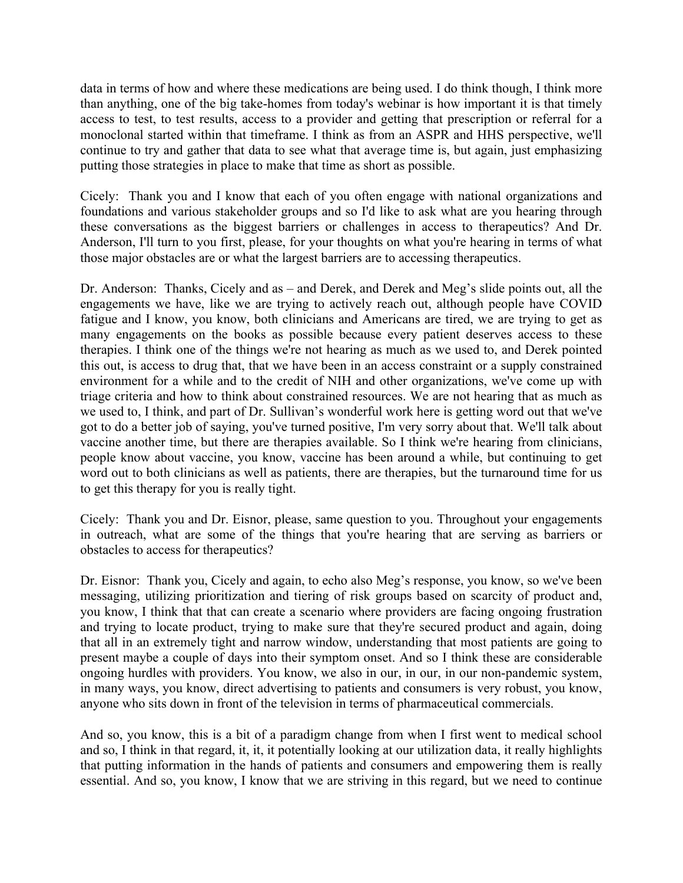data in terms of how and where these medications are being used. I do think though, I think more than anything, one of the big take-homes from today's webinar is how important it is that timely access to test, to test results, access to a provider and getting that prescription or referral for a monoclonal started within that timeframe. I think as from an ASPR and HHS perspective, we'll continue to try and gather that data to see what that average time is, but again, just emphasizing putting those strategies in place to make that time as short as possible.

Cicely: Thank you and I know that each of you often engage with national organizations and foundations and various stakeholder groups and so I'd like to ask what are you hearing through these conversations as the biggest barriers or challenges in access to therapeutics? And Dr. Anderson, I'll turn to you first, please, for your thoughts on what you're hearing in terms of what those major obstacles are or what the largest barriers are to accessing therapeutics.

Dr. Anderson: Thanks, Cicely and as – and Derek, and Derek and Meg's slide points out, all the engagements we have, like we are trying to actively reach out, although people have COVID fatigue and I know, you know, both clinicians and Americans are tired, we are trying to get as many engagements on the books as possible because every patient deserves access to these therapies. I think one of the things we're not hearing as much as we used to, and Derek pointed this out, is access to drug that, that we have been in an access constraint or a supply constrained environment for a while and to the credit of NIH and other organizations, we've come up with triage criteria and how to think about constrained resources. We are not hearing that as much as we used to, I think, and part of Dr. Sullivan's wonderful work here is getting word out that we've got to do a better job of saying, you've turned positive, I'm very sorry about that. We'll talk about vaccine another time, but there are therapies available. So I think we're hearing from clinicians, people know about vaccine, you know, vaccine has been around a while, but continuing to get word out to both clinicians as well as patients, there are therapies, but the turnaround time for us to get this therapy for you is really tight.

Cicely: Thank you and Dr. Eisnor, please, same question to you. Throughout your engagements in outreach, what are some of the things that you're hearing that are serving as barriers or obstacles to access for therapeutics?

Dr. Eisnor: Thank you, Cicely and again, to echo also Meg's response, you know, so we've been messaging, utilizing prioritization and tiering of risk groups based on scarcity of product and, you know, I think that that can create a scenario where providers are facing ongoing frustration and trying to locate product, trying to make sure that they're secured product and again, doing that all in an extremely tight and narrow window, understanding that most patients are going to present maybe a couple of days into their symptom onset. And so I think these are considerable ongoing hurdles with providers. You know, we also in our, in our, in our non-pandemic system, in many ways, you know, direct advertising to patients and consumers is very robust, you know, anyone who sits down in front of the television in terms of pharmaceutical commercials.

And so, you know, this is a bit of a paradigm change from when I first went to medical school and so, I think in that regard, it, it, it potentially looking at our utilization data, it really highlights that putting information in the hands of patients and consumers and empowering them is really essential. And so, you know, I know that we are striving in this regard, but we need to continue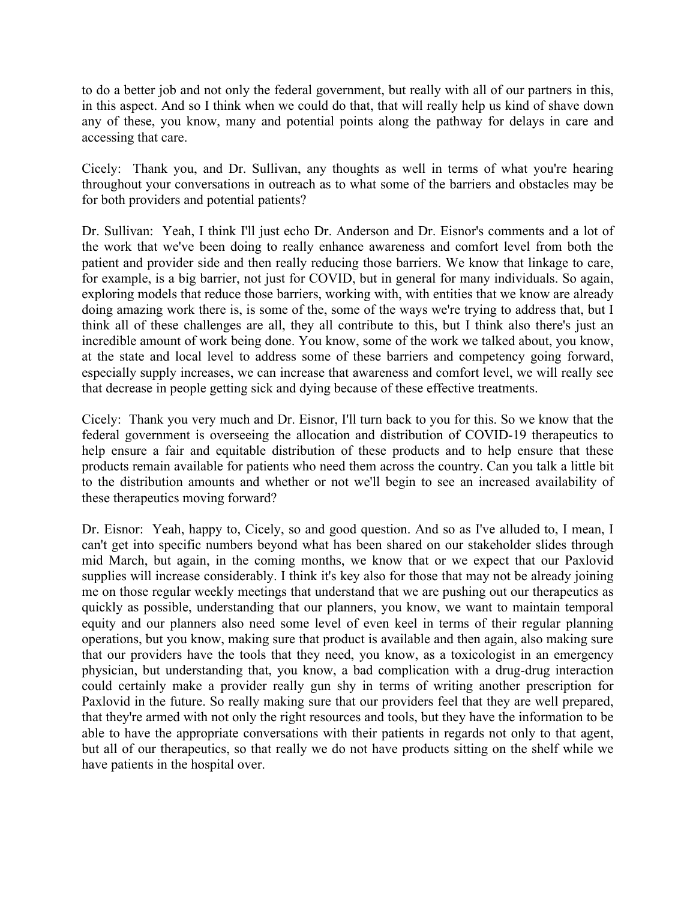to do a better job and not only the federal government, but really with all of our partners in this, in this aspect. And so I think when we could do that, that will really help us kind of shave down any of these, you know, many and potential points along the pathway for delays in care and accessing that care.

Cicely: Thank you, and Dr. Sullivan, any thoughts as well in terms of what you're hearing throughout your conversations in outreach as to what some of the barriers and obstacles may be for both providers and potential patients?

Dr. Sullivan: Yeah, I think I'll just echo Dr. Anderson and Dr. Eisnor's comments and a lot of the work that we've been doing to really enhance awareness and comfort level from both the patient and provider side and then really reducing those barriers. We know that linkage to care, for example, is a big barrier, not just for COVID, but in general for many individuals. So again, exploring models that reduce those barriers, working with, with entities that we know are already doing amazing work there is, is some of the, some of the ways we're trying to address that, but I think all of these challenges are all, they all contribute to this, but I think also there's just an incredible amount of work being done. You know, some of the work we talked about, you know, at the state and local level to address some of these barriers and competency going forward, especially supply increases, we can increase that awareness and comfort level, we will really see that decrease in people getting sick and dying because of these effective treatments.

Cicely: Thank you very much and Dr. Eisnor, I'll turn back to you for this. So we know that the federal government is overseeing the allocation and distribution of COVID-19 therapeutics to help ensure a fair and equitable distribution of these products and to help ensure that these products remain available for patients who need them across the country. Can you talk a little bit to the distribution amounts and whether or not we'll begin to see an increased availability of these therapeutics moving forward?

Dr. Eisnor: Yeah, happy to, Cicely, so and good question. And so as I've alluded to, I mean, I can't get into specific numbers beyond what has been shared on our stakeholder slides through mid March, but again, in the coming months, we know that or we expect that our Paxlovid supplies will increase considerably. I think it's key also for those that may not be already joining me on those regular weekly meetings that understand that we are pushing out our therapeutics as quickly as possible, understanding that our planners, you know, we want to maintain temporal equity and our planners also need some level of even keel in terms of their regular planning operations, but you know, making sure that product is available and then again, also making sure that our providers have the tools that they need, you know, as a toxicologist in an emergency physician, but understanding that, you know, a bad complication with a drug-drug interaction could certainly make a provider really gun shy in terms of writing another prescription for Paxlovid in the future. So really making sure that our providers feel that they are well prepared, that they're armed with not only the right resources and tools, but they have the information to be able to have the appropriate conversations with their patients in regards not only to that agent, but all of our therapeutics, so that really we do not have products sitting on the shelf while we have patients in the hospital over.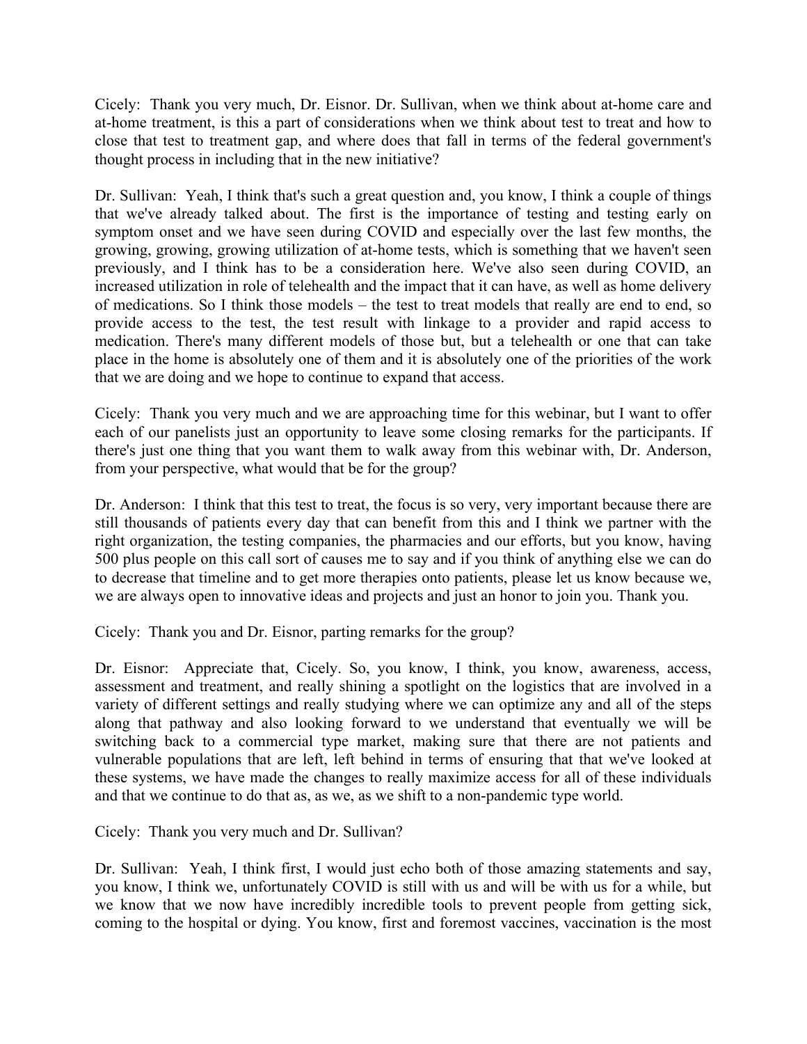Cicely: Thank you very much, Dr. Eisnor. Dr. Sullivan, when we think about at-home care and at-home treatment, is this a part of considerations when we think about test to treat and how to close that test to treatment gap, and where does that fall in terms of the federal government's thought process in including that in the new initiative?

Dr. Sullivan: Yeah, I think that's such a great question and, you know, I think a couple of things that we've already talked about. The first is the importance of testing and testing early on symptom onset and we have seen during COVID and especially over the last few months, the growing, growing, growing utilization of at-home tests, which is something that we haven't seen previously, and I think has to be a consideration here. We've also seen during COVID, an increased utilization in role of telehealth and the impact that it can have, as well as home delivery of medications. So I think those models – the test to treat models that really are end to end, so provide access to the test, the test result with linkage to a provider and rapid access to medication. There's many different models of those but, but a telehealth or one that can take place in the home is absolutely one of them and it is absolutely one of the priorities of the work that we are doing and we hope to continue to expand that access.

Cicely: Thank you very much and we are approaching time for this webinar, but I want to offer each of our panelists just an opportunity to leave some closing remarks for the participants. If there's just one thing that you want them to walk away from this webinar with, Dr. Anderson, from your perspective, what would that be for the group?

Dr. Anderson: I think that this test to treat, the focus is so very, very important because there are still thousands of patients every day that can benefit from this and I think we partner with the right organization, the testing companies, the pharmacies and our efforts, but you know, having 500 plus people on this call sort of causes me to say and if you think of anything else we can do to decrease that timeline and to get more therapies onto patients, please let us know because we, we are always open to innovative ideas and projects and just an honor to join you. Thank you.

Cicely: Thank you and Dr. Eisnor, parting remarks for the group?

Dr. Eisnor: Appreciate that, Cicely. So, you know, I think, you know, awareness, access, assessment and treatment, and really shining a spotlight on the logistics that are involved in a variety of different settings and really studying where we can optimize any and all of the steps along that pathway and also looking forward to we understand that eventually we will be switching back to a commercial type market, making sure that there are not patients and vulnerable populations that are left, left behind in terms of ensuring that that we've looked at these systems, we have made the changes to really maximize access for all of these individuals and that we continue to do that as, as we, as we shift to a non-pandemic type world.

Cicely: Thank you very much and Dr. Sullivan?

Dr. Sullivan: Yeah, I think first, I would just echo both of those amazing statements and say, you know, I think we, unfortunately COVID is still with us and will be with us for a while, but we know that we now have incredibly incredible tools to prevent people from getting sick, coming to the hospital or dying. You know, first and foremost vaccines, vaccination is the most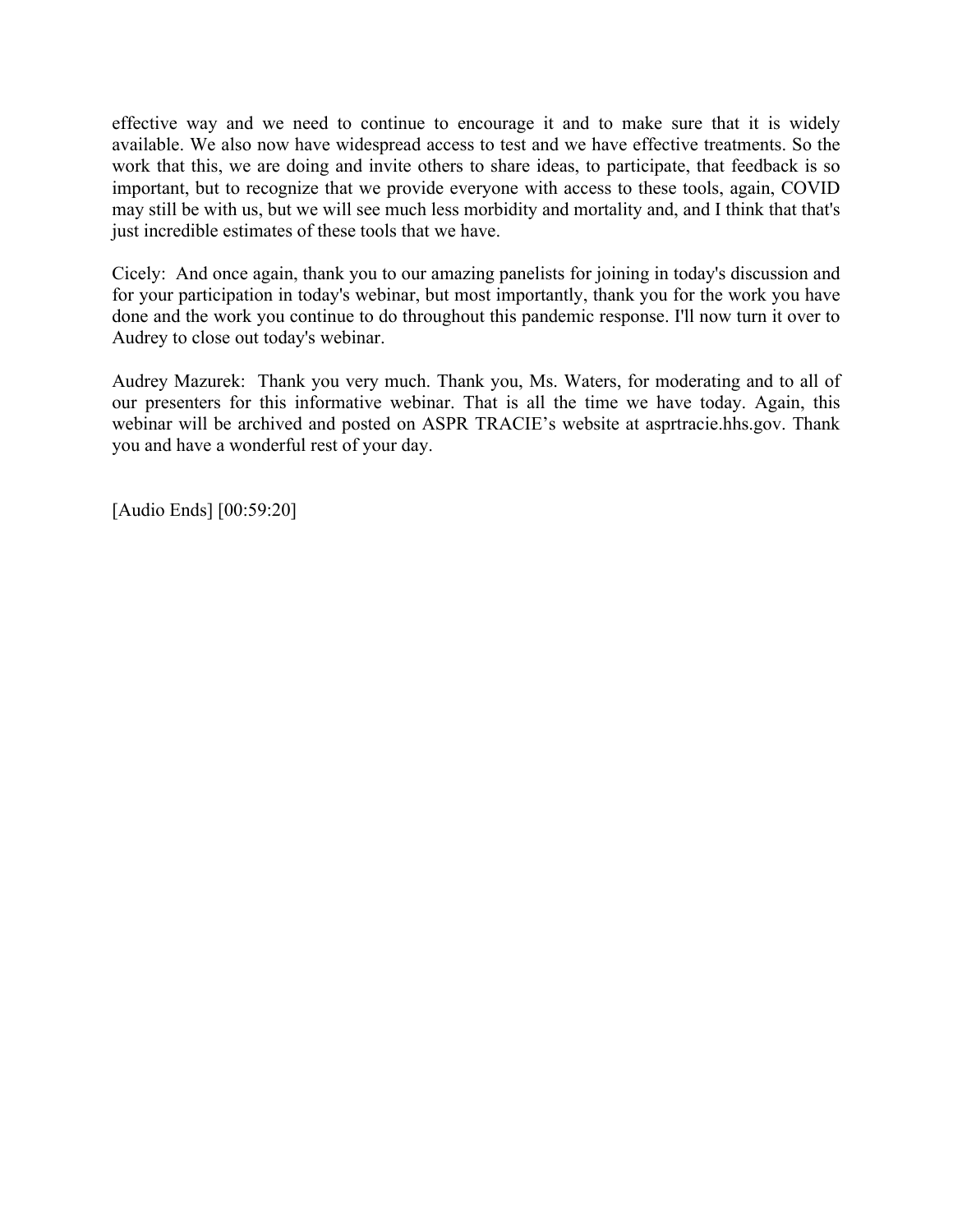effective way and we need to continue to encourage it and to make sure that it is widely available. We also now have widespread access to test and we have effective treatments. So the work that this, we are doing and invite others to share ideas, to participate, that feedback is so important, but to recognize that we provide everyone with access to these tools, again, COVID may still be with us, but we will see much less morbidity and mortality and, and I think that that's just incredible estimates of these tools that we have.

Cicely: And once again, thank you to our amazing panelists for joining in today's discussion and for your participation in today's webinar, but most importantly, thank you for the work you have done and the work you continue to do throughout this pandemic response. I'll now turn it over to Audrey to close out today's webinar.

Audrey Mazurek: Thank you very much. Thank you, Ms. Waters, for moderating and to all of our presenters for this informative webinar. That is all the time we have today. Again, this webinar will be archived and posted on ASPR TRACIE's website at asprtracie.hhs.gov. Thank you and have a wonderful rest of your day.

[Audio Ends] [00:59:20]